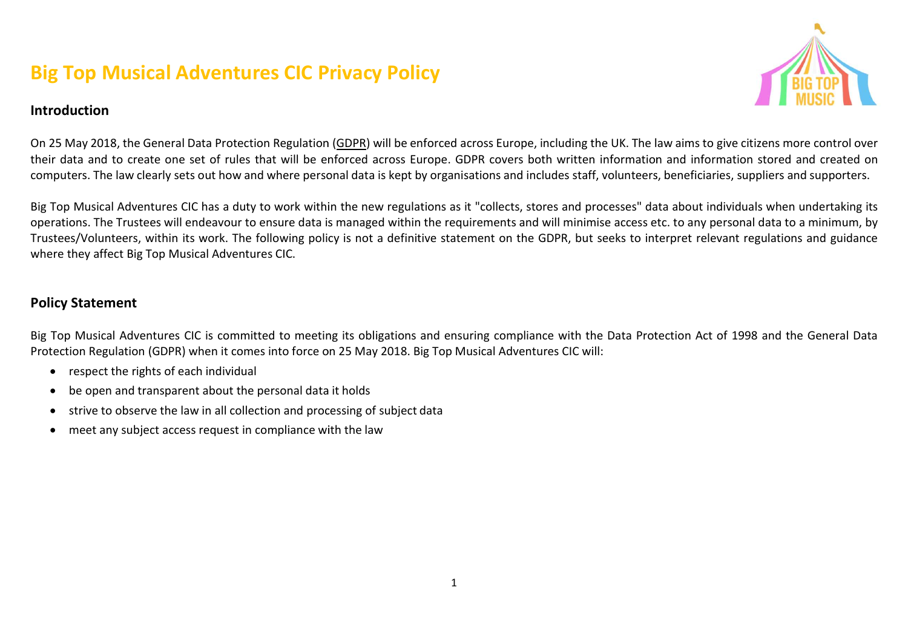# Big Top Musical Adventures CIC Privacy Policy

## Introduction

On 25 May 2018, the General Data Protection Regulation (GDPR) will be enforced across Europe, including the UK. The law aims to give citizens more control over their data and to create one set of rules that will be enforced across Europe. GDPR covers both written information and information stored and created on computers. The law clearly sets out how and where personal data is kept by organisations and includes staff, volunteers, beneficiaries, suppliers and supporters.

Big Top Musical Adventures CIC has a duty to work within the new regulations as it "collects, stores and processes" data about individuals when undertaking its operations. The Trustees will endeavour to ensure data is managed within the requirements and will minimise access etc. to any personal data to a minimum, by Trustees/Volunteers, within its work. The following policy is not a definitive statement on the GDPR, but seeks to interpret relevant regulations and guidance where they affect Big Top Musical Adventures CIC.

## Policy Statement

Big Top Musical Adventures CIC is committed to meeting its obligations and ensuring compliance with the Data Protection Act of 1998 and the General Data Protection Regulation (GDPR) when it comes into force on 25 May 2018. Big Top Musical Adventures CIC will:

- respect the rights of each individual
- be open and transparent about the personal data it holds
- strive to observe the law in all collection and processing of subject data
- meet any subject access request in compliance with the law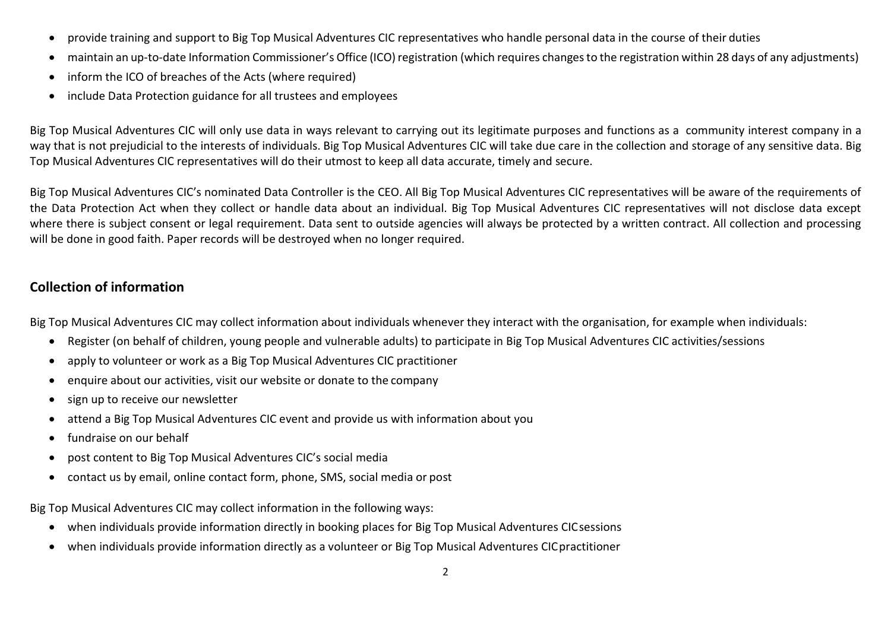- provide training and support to Big Top Musical Adventures CIC representatives who handle personal data in the course of their duties
- maintain an up-to-date Information Commissioner's Office (ICO) registration (which requires changes to the registration within 28 days of any adjustments)
- inform the ICO of breaches of the Acts (where required)
- include Data Protection guidance for all trustees and employees

Big Top Musical Adventures CIC will only use data in ways relevant to carrying out its legitimate purposes and functions as a community interest company in a way that is not prejudicial to the interests of individuals. Big Top Musical Adventures CIC will take due care in the collection and storage of any sensitive data. Big Top Musical Adventures CIC representatives will do their utmost to keep all data accurate, timely and secure.

Big Top Musical Adventures CIC's nominated Data Controller is the CEO. All Big Top Musical Adventures CIC representatives will be aware of the requirements of the Data Protection Act when they collect or handle data about an individual. Big Top Musical Adventures CIC representatives will not disclose data except where there is subject consent or legal requirement. Data sent to outside agencies will always be protected by a written contract. All collection and processing will be done in good faith. Paper records will be destroyed when no longer required.

## Collection of information

Big Top Musical Adventures CIC may collect information about individuals whenever they interact with the organisation, for example when individuals:

- Register (on behalf of children, young people and vulnerable adults) to participate in Big Top Musical Adventures CIC activities/sessions
- apply to volunteer or work as a Big Top Musical Adventures CIC practitioner
- enquire about our activities, visit our website or donate to the company
- sign up to receive our newsletter
- attend a Big Top Musical Adventures CIC event and provide us with information about you
- fundraise on our behalf
- post content to Big Top Musical Adventures CIC's social media
- contact us by email, online contact form, phone, SMS, social media or post

Big Top Musical Adventures CIC may collect information in the following ways:

- when individuals provide information directly in booking places for Big Top Musical Adventures CIC sessions
- when individuals provide information directly as a volunteer or Big Top Musical Adventures CIC practitioner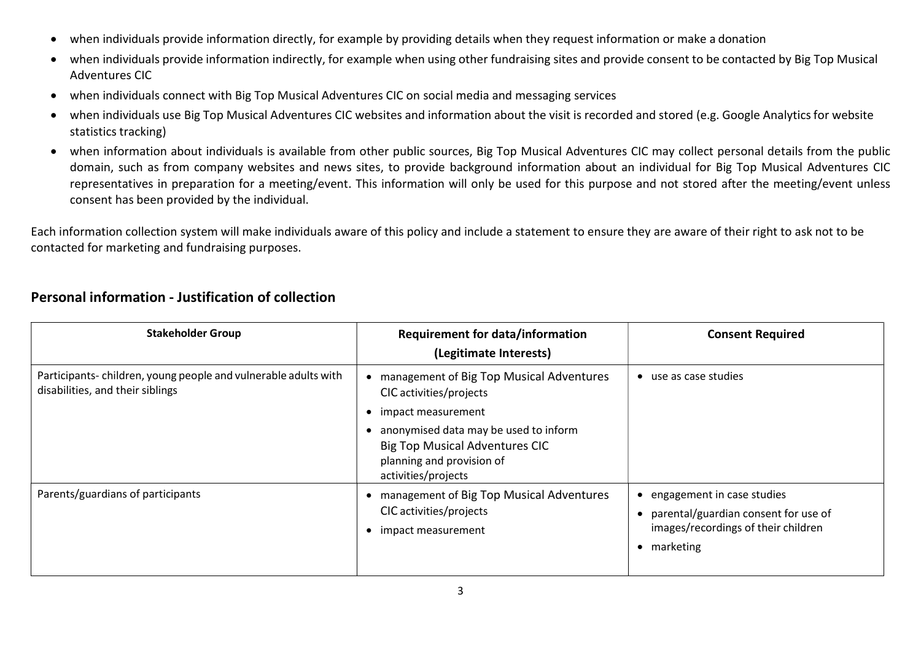- when individuals provide information directly, for example by providing details when they request information or make a donation
- when individuals provide information indirectly, for example when using other fundraising sites and provide consent to be contacted by Big Top Musical Adventures CIC
- when individuals connect with Big Top Musical Adventures CIC on social media and messaging services
- when individuals use Big Top Musical Adventures CIC websites and information about the visit is recorded and stored (e.g. Google Analytics for website statistics tracking)
- when information about individuals is available from other public sources, Big Top Musical Adventures CIC may collect personal details from the public domain, such as from company websites and news sites, to provide background information about an individual for Big Top Musical Adventures CIC representatives in preparation for a meeting/event. This information will only be used for this purpose and not stored after the meeting/event unless consent has been provided by the individual.

Each information collection system will make individuals aware of this policy and include a statement to ensure they are aware of their right to ask not to be contacted for marketing and fundraising purposes.

## Personal information - Justification of collection

| Stakeholder Group | Requirement for data/information (Legitimate Interests) | Consent Required |
| --- | --- | --- |
| Participants- children, young people and vulnerable adults with disabilities, and their siblings | • management of Big Top Musical Adventures CIC activities/projects<br>• impact measurement<br>• anonymised data may be used to inform Big Top Musical Adventures CIC planning and provision of activities/projects | • use as case studies |
| Parents/guardians of participants | • management of Big Top Musical Adventures CIC activities/projects<br>• impact measurement | • engagement in case studies<br>• parental/guardian consent for use of images/recordings of their children<br>• marketing |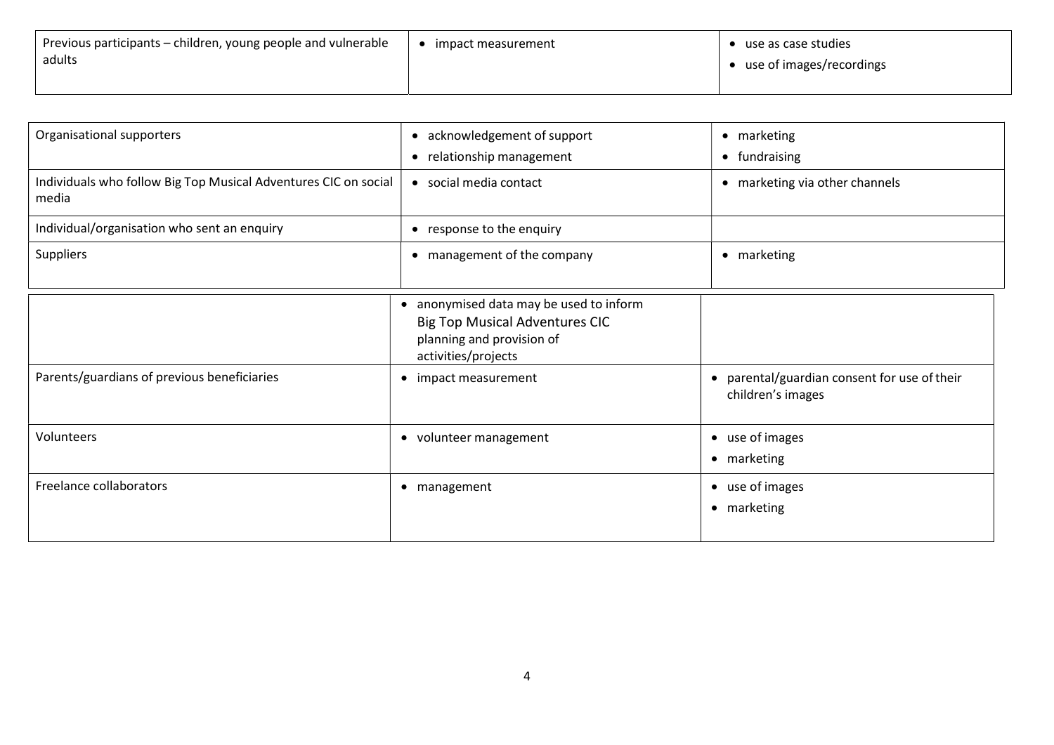| | | |
|---|---|---|
| Previous participants – children, young people and vulnerable adults | • impact measurement | • use as case studies<br>• use of images/recordings |
| Organisational supporters | • acknowledgement of support<br>• relationship management | • marketing<br>• fundraising |
| Individuals who follow Big Top Musical Adventures CIC on social media | • social media contact | • marketing via other channels |
| Individual/organisation who sent an enquiry | • response to the enquiry | |
| Suppliers | • management of the company | • marketing |
| | • anonymised data may be used to inform Big Top Musical Adventures CIC planning and provision of activities/projects | |
| Parents/guardians of previous beneficiaries | • impact measurement | • parental/guardian consent for use of their children's images |
| Volunteers | • volunteer management | • use of images<br>• marketing |
| Freelance collaborators | • management | • use of images<br>• marketing |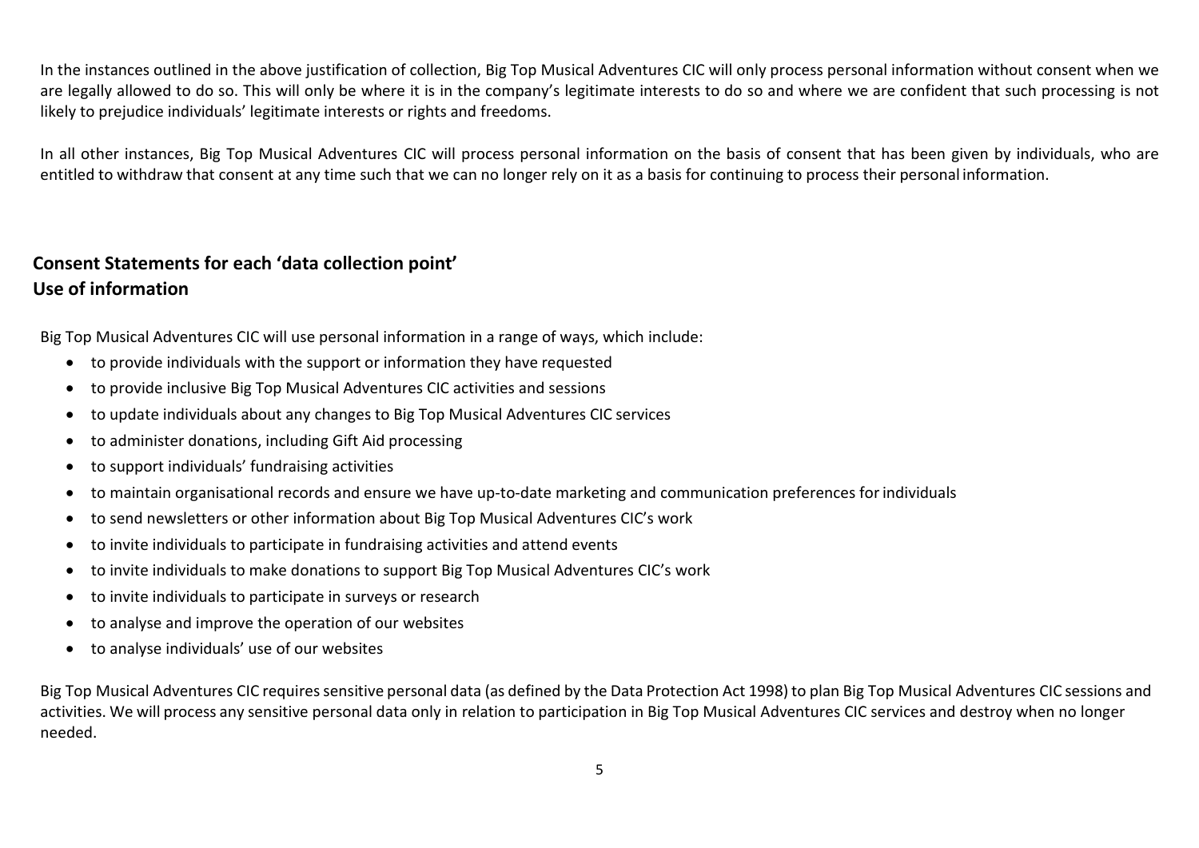In the instances outlined in the above justification of collection, Big Top Musical Adventures CIC will only process personal information without consent when we are legally allowed to do so. This will only be where it is in the company's legitimate interests to do so and where we are confident that such processing is not likely to prejudice individuals' legitimate interests or rights and freedoms.

In all other instances, Big Top Musical Adventures CIC will process personal information on the basis of consent that has been given by individuals, who are entitled to withdraw that consent at any time such that we can no longer rely on it as a basis for continuing to process their personal information.

## Consent Statements for each 'data collection point'
## Use of information

Big Top Musical Adventures CIC will use personal information in a range of ways, which include:

- to provide individuals with the support or information they have requested
- to provide inclusive Big Top Musical Adventures CIC activities and sessions
- to update individuals about any changes to Big Top Musical Adventures CIC services
- to administer donations, including Gift Aid processing
- to support individuals' fundraising activities
- to maintain organisational records and ensure we have up-to-date marketing and communication preferences for individuals
- to send newsletters or other information about Big Top Musical Adventures CIC's work
- to invite individuals to participate in fundraising activities and attend events
- to invite individuals to make donations to support Big Top Musical Adventures CIC's work
- to invite individuals to participate in surveys or research
- to analyse and improve the operation of our websites
- to analyse individuals' use of our websites

Big Top Musical Adventures CIC requires sensitive personal data (as defined by the Data Protection Act 1998) to plan Big Top Musical Adventures CIC sessions and activities. We will process any sensitive personal data only in relation to participation in Big Top Musical Adventures CIC services and destroy when no longer needed.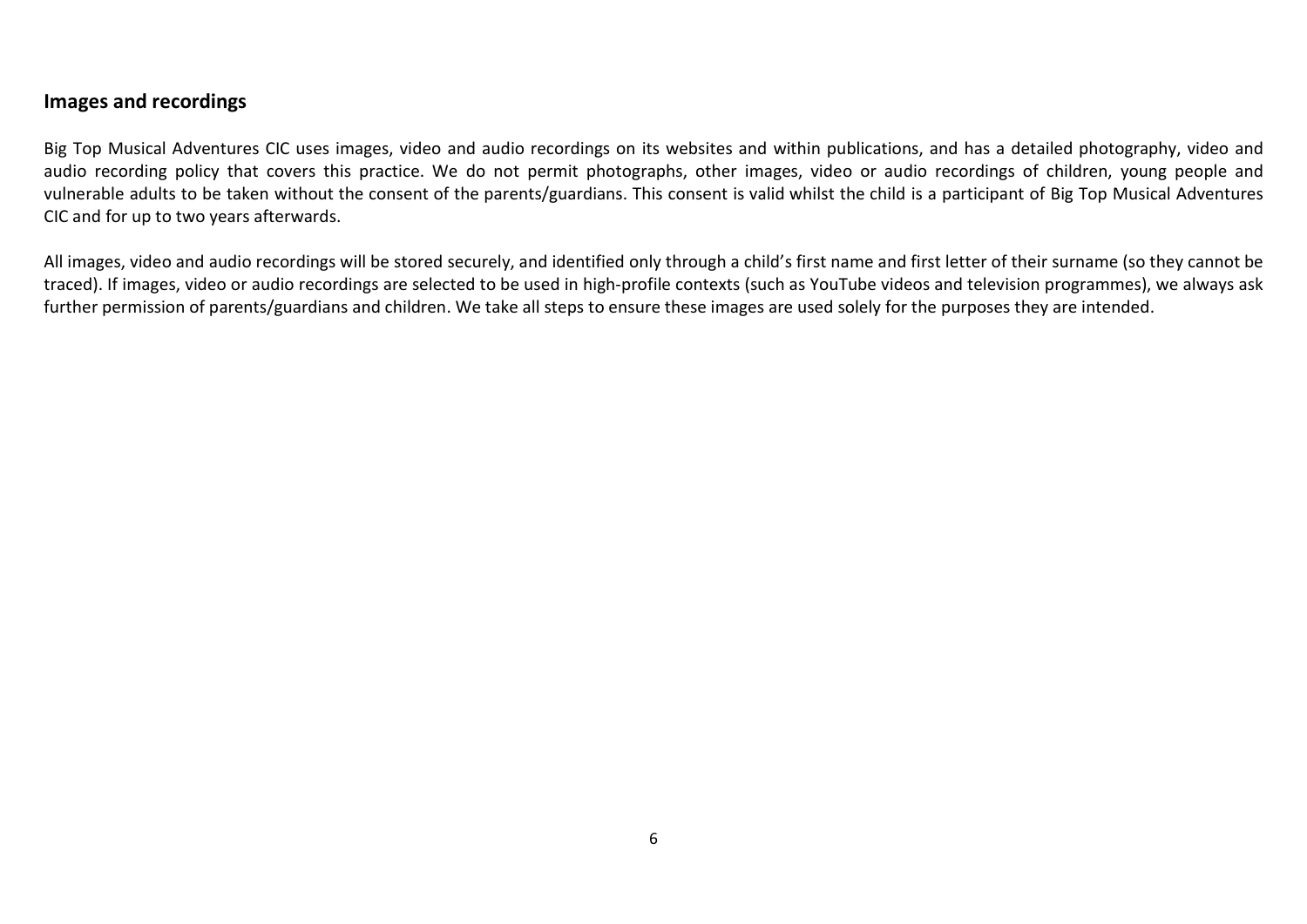## Images and recordings

Big Top Musical Adventures CIC uses images, video and audio recordings on its websites and within publications, and has a detailed photography, video and audio recording policy that covers this practice. We do not permit photographs, other images, video or audio recordings of children, young people and vulnerable adults to be taken without the consent of the parents/guardians. This consent is valid whilst the child is a participant of Big Top Musical Adventures CIC and for up to two years afterwards.

All images, video and audio recordings will be stored securely, and identified only through a child's first name and first letter of their surname (so they cannot be traced). If images, video or audio recordings are selected to be used in high-profile contexts (such as YouTube videos and television programmes), we always ask further permission of parents/guardians and children. We take all steps to ensure these images are used solely for the purposes they are intended.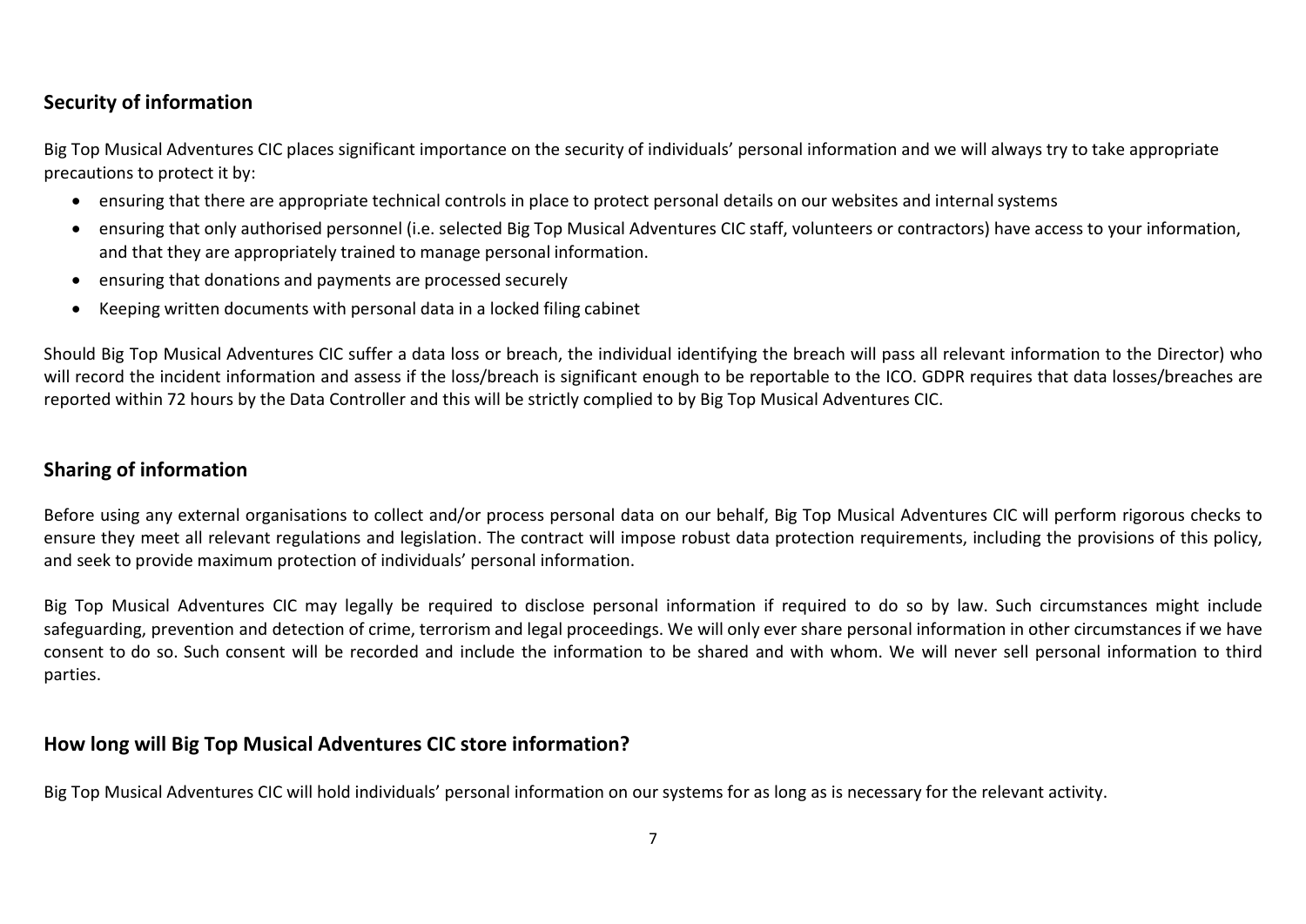## Security of information

Big Top Musical Adventures CIC places significant importance on the security of individuals' personal information and we will always try to take appropriate precautions to protect it by:

- ensuring that there are appropriate technical controls in place to protect personal details on our websites and internal systems
- ensuring that only authorised personnel (i.e. selected Big Top Musical Adventures CIC staff, volunteers or contractors) have access to your information, and that they are appropriately trained to manage personal information.
- ensuring that donations and payments are processed securely
- Keeping written documents with personal data in a locked filing cabinet

Should Big Top Musical Adventures CIC suffer a data loss or breach, the individual identifying the breach will pass all relevant information to the Director) who will record the incident information and assess if the loss/breach is significant enough to be reportable to the ICO. GDPR requires that data losses/breaches are reported within 72 hours by the Data Controller and this will be strictly complied to by Big Top Musical Adventures CIC.

## Sharing of information

Before using any external organisations to collect and/or process personal data on our behalf, Big Top Musical Adventures CIC will perform rigorous checks to ensure they meet all relevant regulations and legislation. The contract will impose robust data protection requirements, including the provisions of this policy, and seek to provide maximum protection of individuals' personal information.

Big Top Musical Adventures CIC may legally be required to disclose personal information if required to do so by law. Such circumstances might include safeguarding, prevention and detection of crime, terrorism and legal proceedings. We will only ever share personal information in other circumstances if we have consent to do so. Such consent will be recorded and include the information to be shared and with whom. We will never sell personal information to third parties.

## How long will Big Top Musical Adventures CIC store information?

Big Top Musical Adventures CIC will hold individuals' personal information on our systems for as long as is necessary for the relevant activity.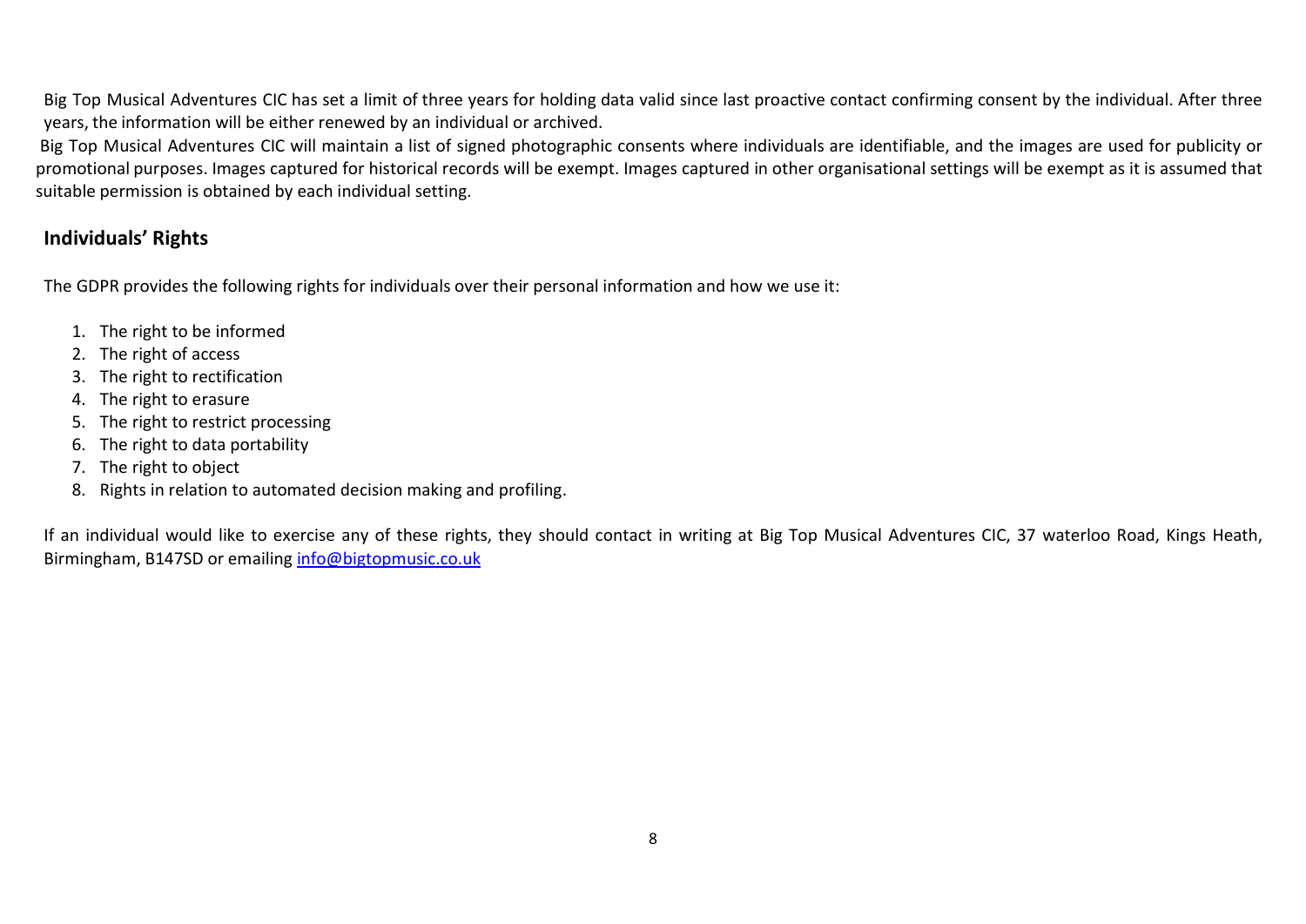Big Top Musical Adventures CIC has set a limit of three years for holding data valid since last proactive contact confirming consent by the individual. After three years, the information will be either renewed by an individual or archived.

Big Top Musical Adventures CIC will maintain a list of signed photographic consents where individuals are identifiable, and the images are used for publicity or promotional purposes. Images captured for historical records will be exempt. Images captured in other organisational settings will be exempt as it is assumed that suitable permission is obtained by each individual setting.

## Individuals' Rights

The GDPR provides the following rights for individuals over their personal information and how we use it:

1. The right to be informed
2. The right of access
3. The right to rectification
4. The right to erasure
5. The right to restrict processing
6. The right to data portability
7. The right to object
8. Rights in relation to automated decision making and profiling.

If an individual would like to exercise any of these rights, they should contact in writing at Big Top Musical Adventures CIC, 37 waterloo Road, Kings Heath, Birmingham, B147SD or emailing [info@bigtopmusic.co.uk](mailto:info@bigtopmusic.co.uk)